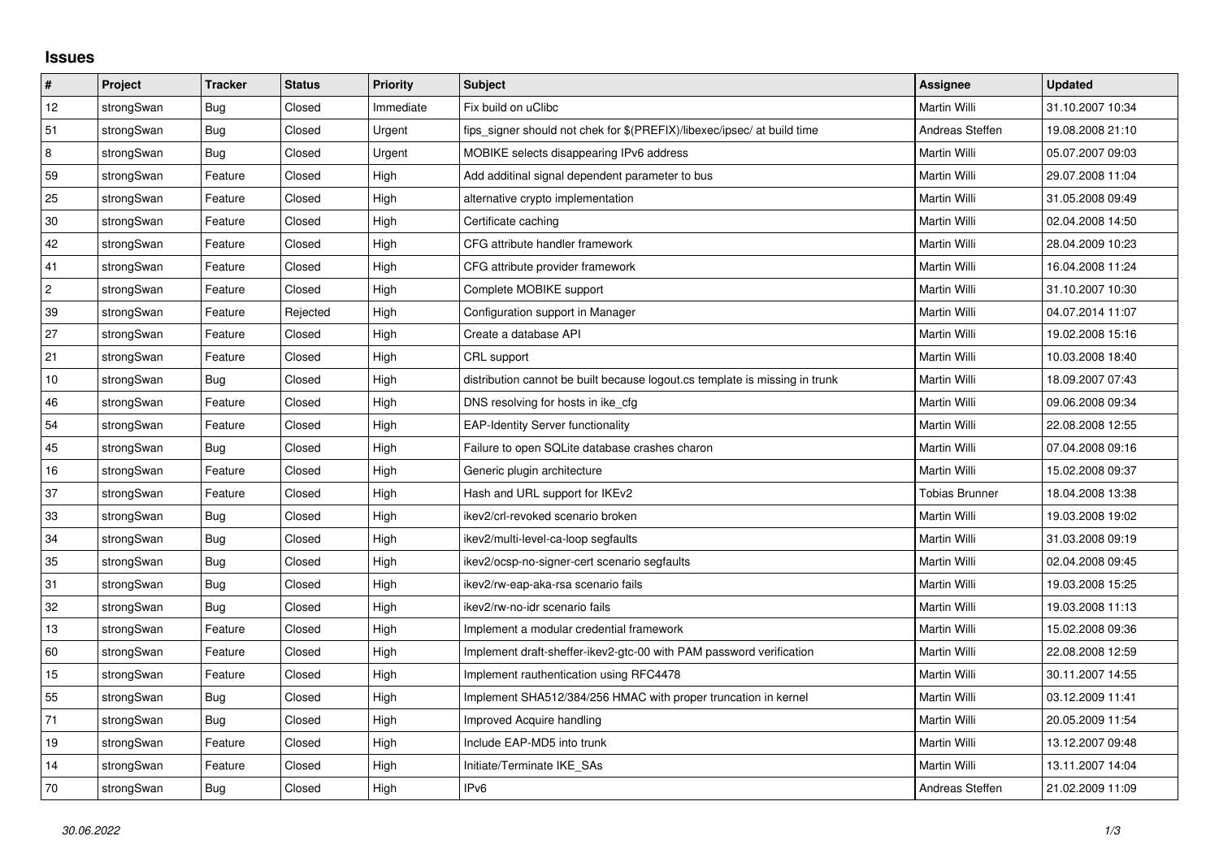## Issues

| # | Project | Tracker | Status | Priority | Subject | Assignee | Updated |
|---|---|---|---|---|---|---|---|
| 12 | strongSwan | Bug | Closed | Immediate | Fix build on uClibc | Martin Willi | 31.10.2007 10:34 |
| 51 | strongSwan | Bug | Closed | Urgent | fips_signer should not chek for $(PREFIX)/libexec/ipsec/ at build time | Andreas Steffen | 19.08.2008 21:10 |
| 8 | strongSwan | Bug | Closed | Urgent | MOBIKE selects disappearing IPv6 address | Martin Willi | 05.07.2007 09:03 |
| 59 | strongSwan | Feature | Closed | High | Add additinal signal dependent parameter to bus | Martin Willi | 29.07.2008 11:04 |
| 25 | strongSwan | Feature | Closed | High | alternative crypto implementation | Martin Willi | 31.05.2008 09:49 |
| 30 | strongSwan | Feature | Closed | High | Certificate caching | Martin Willi | 02.04.2008 14:50 |
| 42 | strongSwan | Feature | Closed | High | CFG attribute handler framework | Martin Willi | 28.04.2009 10:23 |
| 41 | strongSwan | Feature | Closed | High | CFG attribute provider framework | Martin Willi | 16.04.2008 11:24 |
| 2 | strongSwan | Feature | Closed | High | Complete MOBIKE support | Martin Willi | 31.10.2007 10:30 |
| 39 | strongSwan | Feature | Rejected | High | Configuration support in Manager | Martin Willi | 04.07.2014 11:07 |
| 27 | strongSwan | Feature | Closed | High | Create a database API | Martin Willi | 19.02.2008 15:16 |
| 21 | strongSwan | Feature | Closed | High | CRL support | Martin Willi | 10.03.2008 18:40 |
| 10 | strongSwan | Bug | Closed | High | distribution cannot be built because logout.cs template is missing in trunk | Martin Willi | 18.09.2007 07:43 |
| 46 | strongSwan | Feature | Closed | High | DNS resolving for hosts in ike_cfg | Martin Willi | 09.06.2008 09:34 |
| 54 | strongSwan | Feature | Closed | High | EAP-Identity Server functionality | Martin Willi | 22.08.2008 12:55 |
| 45 | strongSwan | Bug | Closed | High | Failure to open SQLite database crashes charon | Martin Willi | 07.04.2008 09:16 |
| 16 | strongSwan | Feature | Closed | High | Generic plugin architecture | Martin Willi | 15.02.2008 09:37 |
| 37 | strongSwan | Feature | Closed | High | Hash and URL support for IKEv2 | Tobias Brunner | 18.04.2008 13:38 |
| 33 | strongSwan | Bug | Closed | High | ikev2/crl-revoked scenario broken | Martin Willi | 19.03.2008 19:02 |
| 34 | strongSwan | Bug | Closed | High | ikev2/multi-level-ca-loop segfaults | Martin Willi | 31.03.2008 09:19 |
| 35 | strongSwan | Bug | Closed | High | ikev2/ocsp-no-signer-cert scenario segfaults | Martin Willi | 02.04.2008 09:45 |
| 31 | strongSwan | Bug | Closed | High | ikev2/rw-eap-aka-rsa scenario fails | Martin Willi | 19.03.2008 15:25 |
| 32 | strongSwan | Bug | Closed | High | ikev2/rw-no-idr scenario fails | Martin Willi | 19.03.2008 11:13 |
| 13 | strongSwan | Feature | Closed | High | Implement a modular credential framework | Martin Willi | 15.02.2008 09:36 |
| 60 | strongSwan | Feature | Closed | High | Implement draft-sheffer-ikev2-gtc-00 with PAM password verification | Martin Willi | 22.08.2008 12:59 |
| 15 | strongSwan | Feature | Closed | High | Implement rauthentication using RFC4478 | Martin Willi | 30.11.2007 14:55 |
| 55 | strongSwan | Bug | Closed | High | Implement SHA512/384/256 HMAC with proper truncation in kernel | Martin Willi | 03.12.2009 11:41 |
| 71 | strongSwan | Bug | Closed | High | Improved Acquire handling | Martin Willi | 20.05.2009 11:54 |
| 19 | strongSwan | Feature | Closed | High | Include EAP-MD5 into trunk | Martin Willi | 13.12.2007 09:48 |
| 14 | strongSwan | Feature | Closed | High | Initiate/Terminate IKE_SAs | Martin Willi | 13.11.2007 14:04 |
| 70 | strongSwan | Bug | Closed | High | IPv6 | Andreas Steffen | 21.02.2009 11:09 |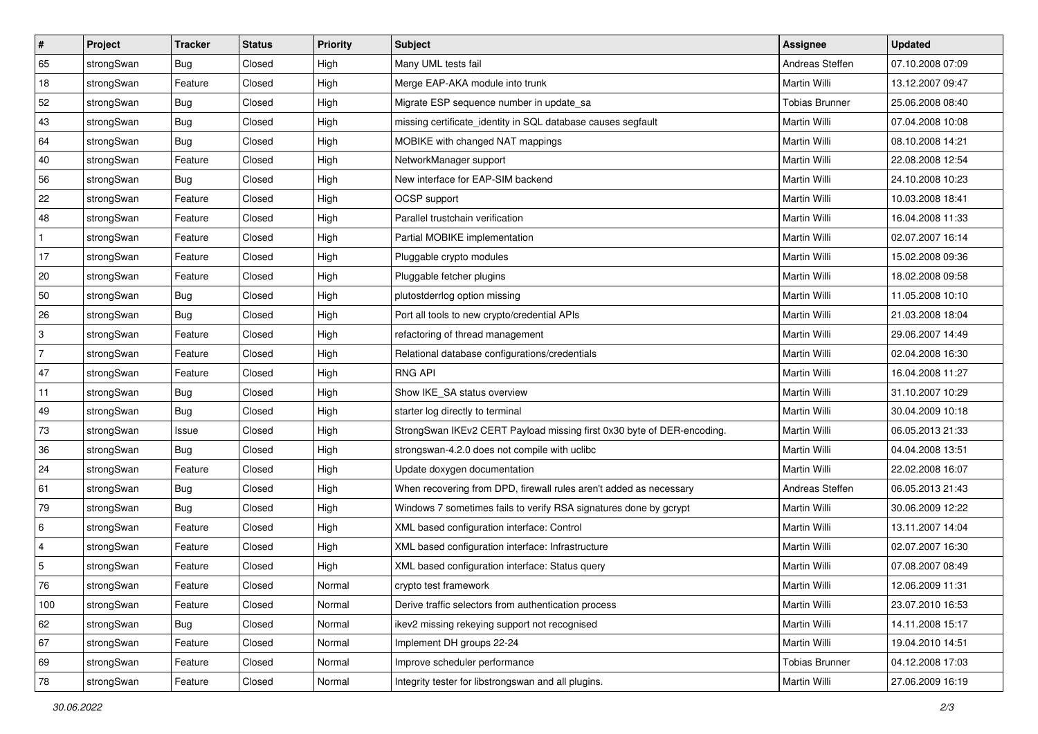| # | Project | Tracker | Status | Priority | Subject | Assignee | Updated |
|---|---|---|---|---|---|---|---|
| 65 | strongSwan | Bug | Closed | High | Many UML tests fail | Andreas Steffen | 07.10.2008 07:09 |
| 18 | strongSwan | Feature | Closed | High | Merge EAP-AKA module into trunk | Martin Willi | 13.12.2007 09:47 |
| 52 | strongSwan | Bug | Closed | High | Migrate ESP sequence number in update_sa | Tobias Brunner | 25.06.2008 08:40 |
| 43 | strongSwan | Bug | Closed | High | missing certificate_identity in SQL database causes segfault | Martin Willi | 07.04.2008 10:08 |
| 64 | strongSwan | Bug | Closed | High | MOBIKE with changed NAT mappings | Martin Willi | 08.10.2008 14:21 |
| 40 | strongSwan | Feature | Closed | High | NetworkManager support | Martin Willi | 22.08.2008 12:54 |
| 56 | strongSwan | Bug | Closed | High | New interface for EAP-SIM backend | Martin Willi | 24.10.2008 10:23 |
| 22 | strongSwan | Feature | Closed | High | OCSP support | Martin Willi | 10.03.2008 18:41 |
| 48 | strongSwan | Feature | Closed | High | Parallel trustchain verification | Martin Willi | 16.04.2008 11:33 |
| 1 | strongSwan | Feature | Closed | High | Partial MOBIKE implementation | Martin Willi | 02.07.2007 16:14 |
| 17 | strongSwan | Feature | Closed | High | Pluggable crypto modules | Martin Willi | 15.02.2008 09:36 |
| 20 | strongSwan | Feature | Closed | High | Pluggable fetcher plugins | Martin Willi | 18.02.2008 09:58 |
| 50 | strongSwan | Bug | Closed | High | plutostderrlog option missing | Martin Willi | 11.05.2008 10:10 |
| 26 | strongSwan | Bug | Closed | High | Port all tools to new crypto/credential APIs | Martin Willi | 21.03.2008 18:04 |
| 3 | strongSwan | Feature | Closed | High | refactoring of thread management | Martin Willi | 29.06.2007 14:49 |
| 7 | strongSwan | Feature | Closed | High | Relational database configurations/credentials | Martin Willi | 02.04.2008 16:30 |
| 47 | strongSwan | Feature | Closed | High | RNG API | Martin Willi | 16.04.2008 11:27 |
| 11 | strongSwan | Bug | Closed | High | Show IKE_SA status overview | Martin Willi | 31.10.2007 10:29 |
| 49 | strongSwan | Bug | Closed | High | starter log directly to terminal | Martin Willi | 30.04.2009 10:18 |
| 73 | strongSwan | Issue | Closed | High | StrongSwan IKEv2 CERT Payload missing first 0x30 byte of DER-encoding. | Martin Willi | 06.05.2013 21:33 |
| 36 | strongSwan | Bug | Closed | High | strongswan-4.2.0 does not compile with uclibc | Martin Willi | 04.04.2008 13:51 |
| 24 | strongSwan | Feature | Closed | High | Update doxygen documentation | Martin Willi | 22.02.2008 16:07 |
| 61 | strongSwan | Bug | Closed | High | When recovering from DPD, firewall rules aren't added as necessary | Andreas Steffen | 06.05.2013 21:43 |
| 79 | strongSwan | Bug | Closed | High | Windows 7 sometimes fails to verify RSA signatures done by gcrypt | Martin Willi | 30.06.2009 12:22 |
| 6 | strongSwan | Feature | Closed | High | XML based configuration interface: Control | Martin Willi | 13.11.2007 14:04 |
| 4 | strongSwan | Feature | Closed | High | XML based configuration interface: Infrastructure | Martin Willi | 02.07.2007 16:30 |
| 5 | strongSwan | Feature | Closed | High | XML based configuration interface: Status query | Martin Willi | 07.08.2007 08:49 |
| 76 | strongSwan | Feature | Closed | Normal | crypto test framework | Martin Willi | 12.06.2009 11:31 |
| 100 | strongSwan | Feature | Closed | Normal | Derive traffic selectors from authentication process | Martin Willi | 23.07.2010 16:53 |
| 62 | strongSwan | Bug | Closed | Normal | ikev2 missing rekeying support not recognised | Martin Willi | 14.11.2008 15:17 |
| 67 | strongSwan | Feature | Closed | Normal | Implement DH groups 22-24 | Martin Willi | 19.04.2010 14:51 |
| 69 | strongSwan | Feature | Closed | Normal | Improve scheduler performance | Tobias Brunner | 04.12.2008 17:03 |
| 78 | strongSwan | Feature | Closed | Normal | Integrity tester for libstrongswan and all plugins. | Martin Willi | 27.06.2009 16:19 |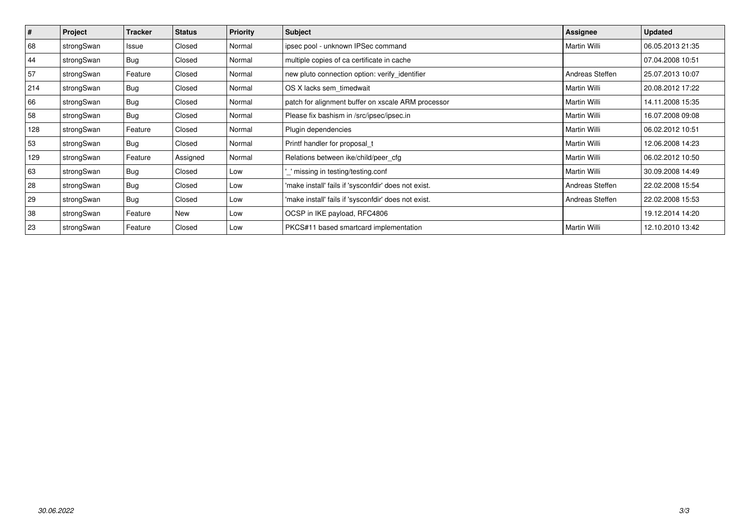| # | Project | Tracker | Status | Priority | Subject | Assignee | Updated |
|---|---|---|---|---|---|---|---|
| 68 | strongSwan | Issue | Closed | Normal | ipsec pool - unknown IPSec command | Martin Willi | 06.05.2013 21:35 |
| 44 | strongSwan | Bug | Closed | Normal | multiple copies of ca certificate in cache | | 07.04.2008 10:51 |
| 57 | strongSwan | Feature | Closed | Normal | new pluto connection option: verify_identifier | Andreas Steffen | 25.07.2013 10:07 |
| 214 | strongSwan | Bug | Closed | Normal | OS X lacks sem_timedwait | Martin Willi | 20.08.2012 17:22 |
| 66 | strongSwan | Bug | Closed | Normal | patch for alignment buffer on xscale ARM processor | Martin Willi | 14.11.2008 15:35 |
| 58 | strongSwan | Bug | Closed | Normal | Please fix bashism in /src/ipsec/ipsec.in | Martin Willi | 16.07.2008 09:08 |
| 128 | strongSwan | Feature | Closed | Normal | Plugin dependencies | Martin Willi | 06.02.2012 10:51 |
| 53 | strongSwan | Bug | Closed | Normal | Printf handler for proposal_t | Martin Willi | 12.06.2008 14:23 |
| 129 | strongSwan | Feature | Assigned | Normal | Relations between ike/child/peer_cfg | Martin Willi | 06.02.2012 10:50 |
| 63 | strongSwan | Bug | Closed | Low | '_' missing in testing/testing.conf | Martin Willi | 30.09.2008 14:49 |
| 28 | strongSwan | Bug | Closed | Low | 'make install' fails if 'sysconfdir' does not exist. | Andreas Steffen | 22.02.2008 15:54 |
| 29 | strongSwan | Bug | Closed | Low | 'make install' fails if 'sysconfdir' does not exist. | Andreas Steffen | 22.02.2008 15:53 |
| 38 | strongSwan | Feature | New | Low | OCSP in IKE payload, RFC4806 | | 19.12.2014 14:20 |
| 23 | strongSwan | Feature | Closed | Low | PKCS#11 based smartcard implementation | Martin Willi | 12.10.2010 13:42 |